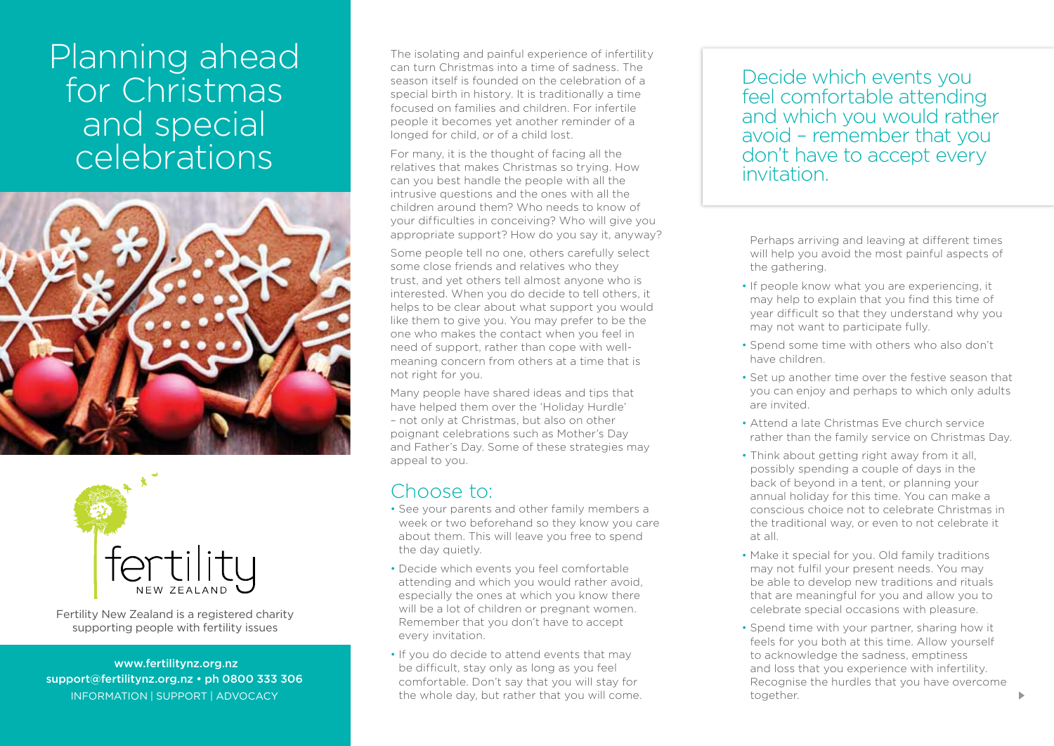# Planning ahead for Christmas and special celebrations

Fertility New Zealand is a registered charity supporting people with fertility issues

www.fertilitynz.org.nz
support@fertilitynz.org.nz • ph 0800 333 306
INFORMATION | SUPPORT | ADVOCACY

The isolating and painful experience of infertility can turn Christmas into a time of sadness. The season itself is founded on the celebration of a special birth in history. It is traditionally a time focused on families and children. For infertile people it becomes yet another reminder of a longed for child, or of a child lost.

For many, it is the thought of facing all the relatives that makes Christmas so trying. How can you best handle the people with all the intrusive questions and the ones with all the children around them? Who needs to know of your difficulties in conceiving? Who will give you appropriate support? How do you say it, anyway?

Some people tell no one, others carefully select some close friends and relatives who they trust, and yet others tell almost anyone who is interested. When you do decide to tell others, it helps to be clear about what support you would like them to give you. You may prefer to be the one who makes the contact when you feel in need of support, rather than cope with well-meaning concern from others at a time that is not right for you.

Many people have shared ideas and tips that have helped them over the 'Holiday Hurdle' – not only at Christmas, but also on other poignant celebrations such as Mother's Day and Father's Day. Some of these strategies may appeal to you.

## Choose to:

- See your parents and other family members a week or two beforehand so they know you care about them. This will leave you free to spend the day quietly.
- Decide which events you feel comfortable attending and which you would rather avoid, especially the ones at which you know there will be a lot of children or pregnant women. Remember that you don't have to accept every invitation.
- If you do decide to attend events that may be difficult, stay only as long as you feel comfortable. Don't say that you will stay for the whole day, but rather that you will come. Perhaps arriving and leaving at different times will help you avoid the most painful aspects of the gathering.
- If people know what you are experiencing, it may help to explain that you find this time of year difficult so that they understand why you may not want to participate fully.
- Spend some time with others who also don't have children.
- Set up another time over the festive season that you can enjoy and perhaps to which only adults are invited.
- Attend a late Christmas Eve church service rather than the family service on Christmas Day.
- Think about getting right away from it all, possibly spending a couple of days in the back of beyond in a tent, or planning your annual holiday for this time. You can make a conscious choice not to celebrate Christmas in the traditional way, or even to not celebrate it at all.
- Make it special for you. Old family traditions may not fulfil your present needs. You may be able to develop new traditions and rituals that are meaningful for you and allow you to celebrate special occasions with pleasure.
- Spend time with your partner, sharing how it feels for you both at this time. Allow yourself to acknowledge the sadness, emptiness and loss that you experience with infertility. Recognise the hurdles that you have overcome together.

> Decide which events you feel comfortable attending and which you would rather avoid – remember that you don't have to accept every invitation.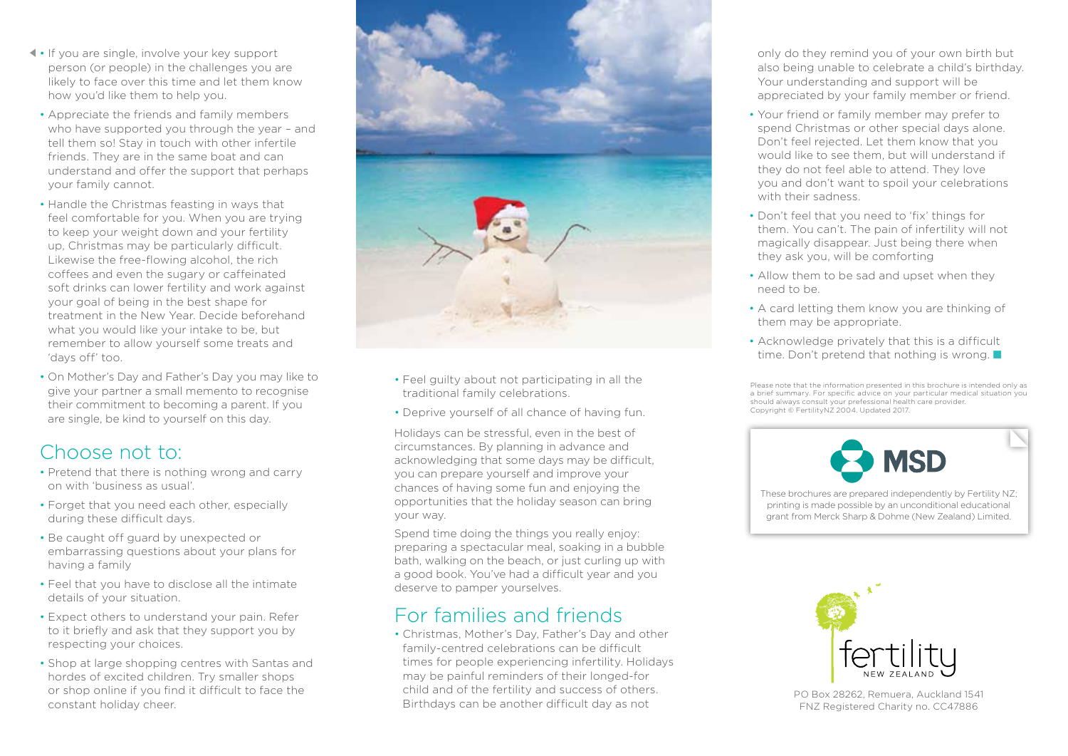- If you are single, involve your key support person (or people) in the challenges you are likely to face over this time and let them know how you'd like them to help you.
- Appreciate the friends and family members who have supported you through the year – and tell them so! Stay in touch with other infertile friends. They are in the same boat and can understand and offer the support that perhaps your family cannot.
- Handle the Christmas feasting in ways that feel comfortable for you. When you are trying to keep your weight down and your fertility up, Christmas may be particularly difficult. Likewise the free-flowing alcohol, the rich coffees and even the sugary or caffeinated soft drinks can lower fertility and work against your goal of being in the best shape for treatment in the New Year. Decide beforehand what you would like your intake to be, but remember to allow yourself some treats and 'days off' too.
- On Mother's Day and Father's Day you may like to give your partner a small memento to recognise their commitment to becoming a parent. If you are single, be kind to yourself on this day.

## Choose not to:

- Pretend that there is nothing wrong and carry on with 'business as usual'.
- Forget that you need each other, especially during these difficult days.
- Be caught off guard by unexpected or embarrassing questions about your plans for having a family
- Feel that you have to disclose all the intimate details of your situation.
- Expect others to understand your pain. Refer to it briefly and ask that they support you by respecting your choices.
- Shop at large shopping centres with Santas and hordes of excited children. Try smaller shops or shop online if you find it difficult to face the constant holiday cheer.
- Feel guilty about not participating in all the traditional family celebrations.
- Deprive yourself of all chance of having fun.

Holidays can be stressful, even in the best of circumstances. By planning in advance and acknowledging that some days may be difficult, you can prepare yourself and improve your chances of having some fun and enjoying the opportunities that the holiday season can bring your way.

Spend time doing the things you really enjoy: preparing a spectacular meal, soaking in a bubble bath, walking on the beach, or just curling up with a good book. You've had a difficult year and you deserve to pamper yourselves.

## For families and friends

- Christmas, Mother's Day, Father's Day and other family-centred celebrations can be difficult times for people experiencing infertility. Holidays may be painful reminders of their longed-for child and of the fertility and success of others. Birthdays can be another difficult day as not only do they remind you of your own birth but also being unable to celebrate a child's birthday. Your understanding and support will be appreciated by your family member or friend.
- Your friend or family member may prefer to spend Christmas or other special days alone. Don't feel rejected. Let them know that you would like to see them, but will understand if they do not feel able to attend. They love you and don't want to spoil your celebrations with their sadness.
- Don't feel that you need to 'fix' things for them. You can't. The pain of infertility will not magically disappear. Just being there when they ask you, will be comforting
- Allow them to be sad and upset when they need to be.
- A card letting them know you are thinking of them may be appropriate.
- Acknowledge privately that this is a difficult time. Don't pretend that nothing is wrong. ■

Please note that the information presented in this brochure is intended only as a brief summary. For specific advice on your particular medical situation you should always consult your prefessional health care provider.
Copyright © FertilityNZ 2004. Updated 2017.

MSD

These brochures are prepared independently by Fertility NZ; printing is made possible by an unconditional educational grant from Merck Sharp & Dohme (New Zealand) Limited.

fertility NEW ZEALAND

PO Box 28262, Remuera, Auckland 1541
FNZ Registered Charity no. CC47886